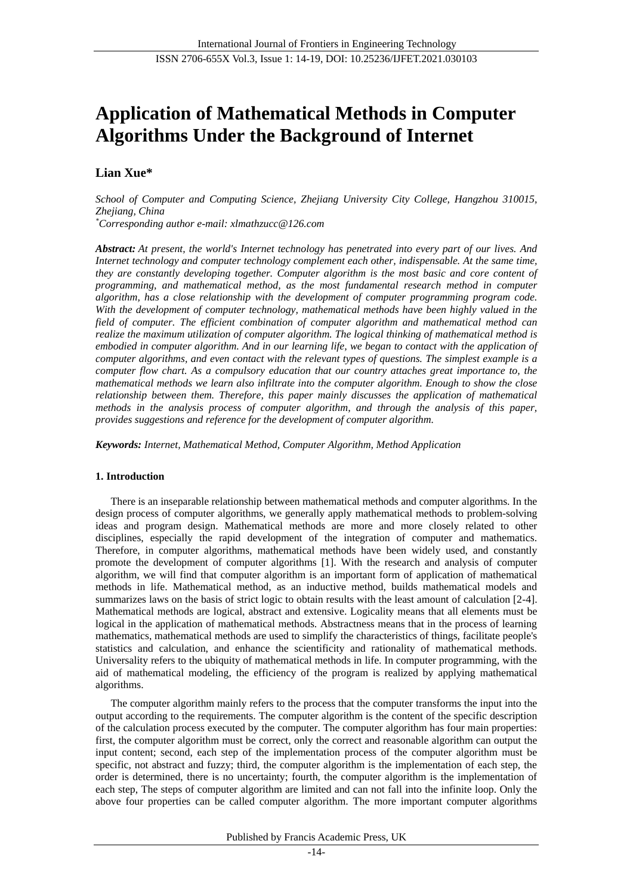# Application of Mathematical Methods in Computer Algorithms Under the Background of Internet

**Lian Xue***

*School of Computer and Computing Science, Zhejiang University City College, Hangzhou 310015, Zhejiang, China*

*Corresponding author e-mail: xlmathzucc@126.com*

***Abstract:*** *At present, the world's Internet technology has penetrated into every part of our lives. And Internet technology and computer technology complement each other, indispensable. At the same time, they are constantly developing together. Computer algorithm is the most basic and core content of programming, and mathematical method, as the most fundamental research method in computer algorithm, has a close relationship with the development of computer programming program code. With the development of computer technology, mathematical methods have been highly valued in the field of computer. The efficient combination of computer algorithm and mathematical method can realize the maximum utilization of computer algorithm. The logical thinking of mathematical method is embodied in computer algorithm. And in our learning life, we began to contact with the application of computer algorithms, and even contact with the relevant types of questions. The simplest example is a computer flow chart. As a compulsory education that our country attaches great importance to, the mathematical methods we learn also infiltrate into the computer algorithm. Enough to show the close relationship between them. Therefore, this paper mainly discusses the application of mathematical methods in the analysis process of computer algorithm, and through the analysis of this paper, provides suggestions and reference for the development of computer algorithm.*

***Keywords:*** *Internet, Mathematical Method, Computer Algorithm, Method Application*

## 1. Introduction

There is an inseparable relationship between mathematical methods and computer algorithms. In the design process of computer algorithms, we generally apply mathematical methods to problem-solving ideas and program design. Mathematical methods are more and more closely related to other disciplines, especially the rapid development of the integration of computer and mathematics. Therefore, in computer algorithms, mathematical methods have been widely used, and constantly promote the development of computer algorithms [1]. With the research and analysis of computer algorithm, we will find that computer algorithm is an important form of application of mathematical methods in life. Mathematical method, as an inductive method, builds mathematical models and summarizes laws on the basis of strict logic to obtain results with the least amount of calculation [2-4]. Mathematical methods are logical, abstract and extensive. Logicality means that all elements must be logical in the application of mathematical methods. Abstractness means that in the process of learning mathematics, mathematical methods are used to simplify the characteristics of things, facilitate people's statistics and calculation, and enhance the scientificity and rationality of mathematical methods. Universality refers to the ubiquity of mathematical methods in life. In computer programming, with the aid of mathematical modeling, the efficiency of the program is realized by applying mathematical algorithms.

The computer algorithm mainly refers to the process that the computer transforms the input into the output according to the requirements. The computer algorithm is the content of the specific description of the calculation process executed by the computer. The computer algorithm has four main properties: first, the computer algorithm must be correct, only the correct and reasonable algorithm can output the input content; second, each step of the implementation process of the computer algorithm must be specific, not abstract and fuzzy; third, the computer algorithm is the implementation of each step, the order is determined, there is no uncertainty; fourth, the computer algorithm is the implementation of each step, The steps of computer algorithm are limited and can not fall into the infinite loop. Only the above four properties can be called computer algorithm. The more important computer algorithms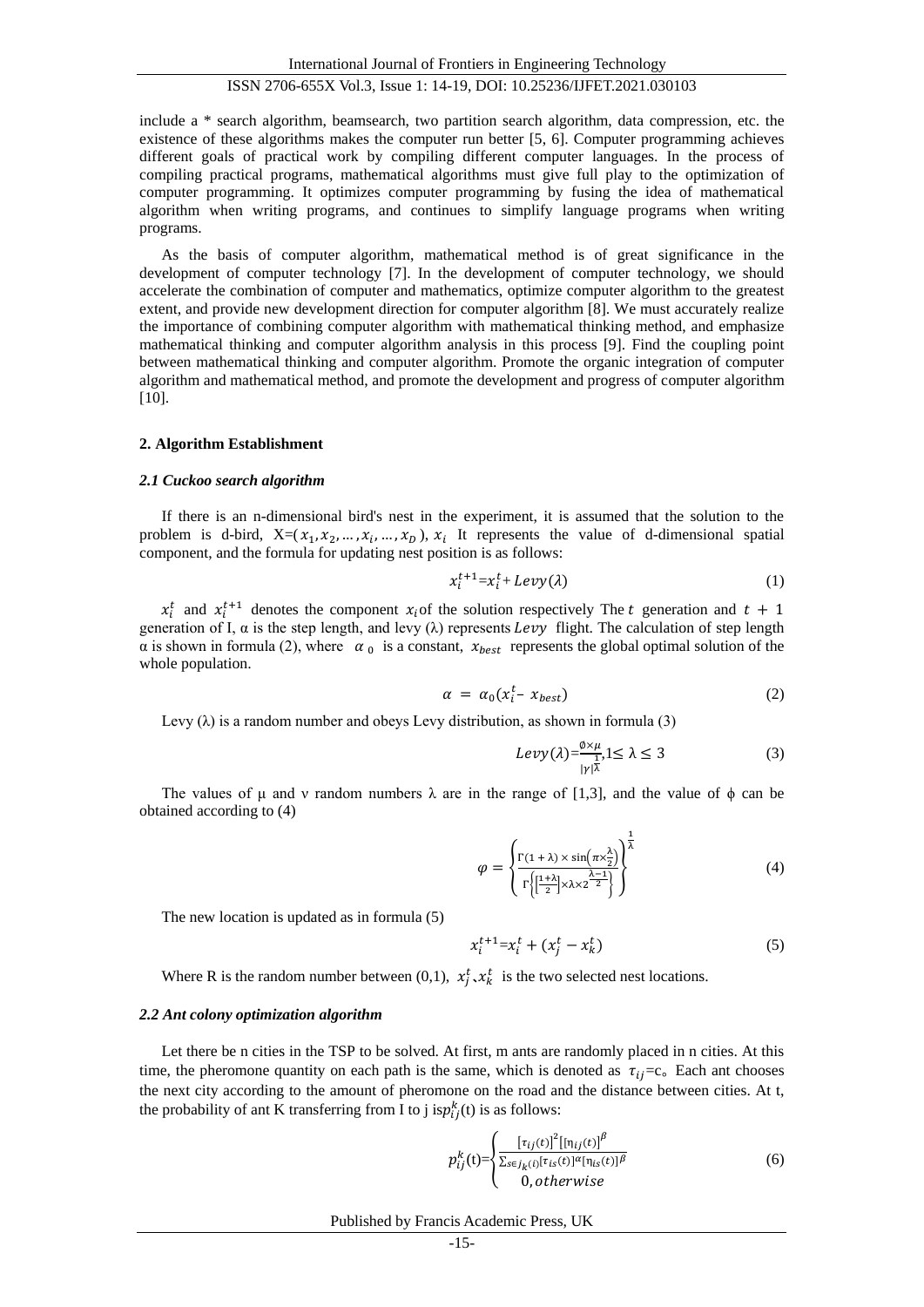include a * search algorithm, beamsearch, two partition search algorithm, data compression, etc. the existence of these algorithms makes the computer run better [5, 6]. Computer programming achieves different goals of practical work by compiling different computer languages. In the process of compiling practical programs, mathematical algorithms must give full play to the optimization of computer programming. It optimizes computer programming by fusing the idea of mathematical algorithm when writing programs, and continues to simplify language programs when writing programs.

As the basis of computer algorithm, mathematical method is of great significance in the development of computer technology [7]. In the development of computer technology, we should accelerate the combination of computer and mathematics, optimize computer algorithm to the greatest extent, and provide new development direction for computer algorithm [8]. We must accurately realize the importance of combining computer algorithm with mathematical thinking method, and emphasize mathematical thinking and computer algorithm analysis in this process [9]. Find the coupling point between mathematical thinking and computer algorithm. Promote the organic integration of computer algorithm and mathematical method, and promote the development and progress of computer algorithm [10].

## 2. Algorithm Establishment

### *2.1 Cuckoo search algorithm*

If there is an n-dimensional bird's nest in the experiment, it is assumed that the solution to the problem is d-bird, X=$(x_1, x_2, \ldots, x_i, \ldots, x_D)$, $x_i$ It represents the value of d-dimensional spatial component, and the formula for updating nest position is as follows:

$$x_i^{t+1} = x_i^t + Levy(\lambda) \tag{1}$$

$x_i^t$ and $x_i^{t+1}$ denotes the component $x_i$ of the solution respectively The $t$ generation and $t+1$ generation of I, α is the step length, and levy (λ) represents $Levy$ flight. The calculation of step length α is shown in formula (2), where $\alpha_0$ is a constant, $x_{best}$ represents the global optimal solution of the whole population.

$$\alpha = \alpha_0 (x_i^t - x_{best}) \tag{2}$$

Levy (λ) is a random number and obeys Levy distribution, as shown in formula (3)

$$Levy(\lambda) = \frac{\emptyset \times \mu}{|\gamma|^{\frac{1}{\lambda}}}, 1 \leq \lambda \leq 3 \tag{3}$$

The values of μ and ν random numbers λ are in the range of [1,3], and the value of ϕ can be obtained according to (4)

$$\varphi = \left\{ \frac{\Gamma(1+\lambda) \times \sin\left(\pi \times \frac{\lambda}{2}\right)}{\Gamma\left\{\left[\frac{1+\lambda}{2}\right] \times \lambda \times 2^{\frac{\lambda-1}{2}}\right\}} \right\}^{\frac{1}{\lambda}} \tag{4}$$

The new location is updated as in formula (5)

$$x_i^{t+1} = x_i^t + (x_j^t - x_k^t) \tag{5}$$

Where R is the random number between (0,1), $x_j^t$、$x_k^t$ is the two selected nest locations.

### *2.2 Ant colony optimization algorithm*

Let there be n cities in the TSP to be solved. At first, m ants are randomly placed in n cities. At this time, the pheromone quantity on each path is the same, which is denoted as $\tau_{ij}$=c。Each ant chooses the next city according to the amount of pheromone on the road and the distance between cities. At t, the probability of ant K transferring from I to j is $p_{ij}^k$(t) is as follows:

$$p_{ij}^k(t) = \begin{cases} \frac{[\tau_{ij}(t)]^2 [[\eta_{ij}(t)]^\beta}{\sum_{s \in j_k(i)} [\tau_{is}(t)]^\alpha [\eta_{is}(t)]^\beta} \\ 0, otherwise \end{cases} \tag{6}$$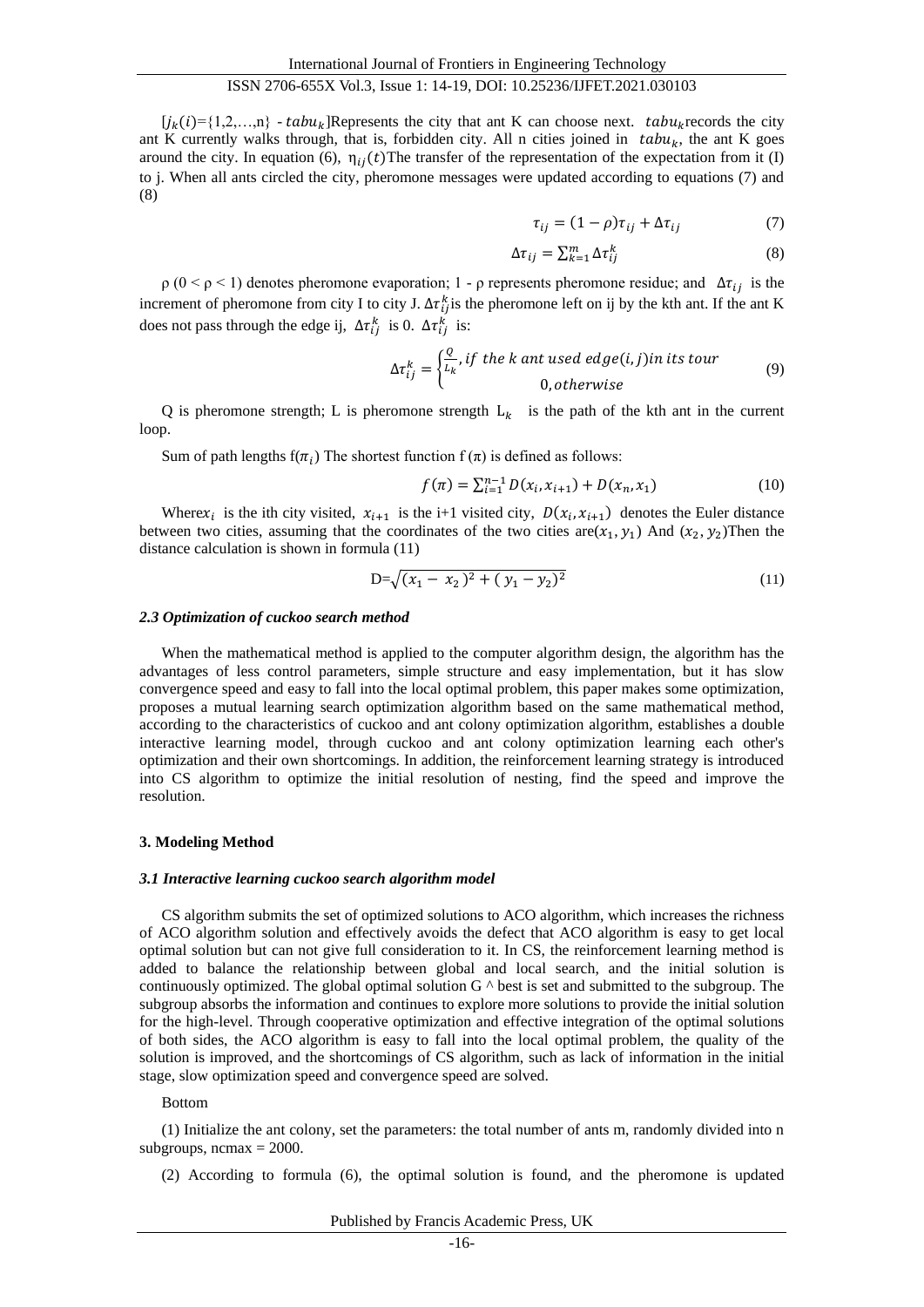$[j_k(i)=\{1,2,\ldots,n\} - tabu_k]$Represents the city that ant K can choose next. $tabu_k$records the city ant K currently walks through, that is, forbidden city. All n cities joined in $tabu_k$, the ant K goes around the city. In equation (6), $\eta_{ij}(t)$The transfer of the representation of the expectation from it (I) to j. When all ants circled the city, pheromone messages were updated according to equations (7) and (8)

$$\tau_{ij} = (1-\rho)\tau_{ij} + \Delta\tau_{ij} \tag{7}$$

$$\Delta\tau_{ij} = \sum_{k=1}^{m} \Delta\tau_{ij}^{k} \tag{8}$$

ρ (0 < ρ < 1) denotes pheromone evaporation; 1 - ρ represents pheromone residue; and $\Delta\tau_{ij}$ is the increment of pheromone from city I to city J. $\Delta\tau_{ij}^{k}$is the pheromone left on ij by the kth ant. If the ant K does not pass through the edge ij, $\Delta\tau_{ij}^{k}$ is 0. $\Delta\tau_{ij}^{k}$ is:

$$\Delta\tau_{ij}^{k} = \begin{cases} \frac{Q}{L_k}, \text{if the k ant used edge}(i,j)\text{in its tour} \\ 0, \text{otherwise} \end{cases} \tag{9}$$

Q is pheromone strength; L is pheromone strength $L_k$ is the path of the kth ant in the current loop.

Sum of path lengths $f(\pi_i)$ The shortest function f (π) is defined as follows:

$$f(\pi) = \sum_{i=1}^{n-1} D(x_i, x_{i+1}) + D(x_n, x_1) \tag{10}$$

Where$x_i$ is the ith city visited, $x_{i+1}$ is the i+1 visited city, $D(x_i, x_{i+1})$ denotes the Euler distance between two cities, assuming that the coordinates of the two cities are$(x_1, y_1)$ And $(x_2, y_2)$Then the distance calculation is shown in formula (11)

$$D=\sqrt{(x_1 - x_2)^2 + (y_1 - y_2)^2} \tag{11}$$

### *2.3 Optimization of cuckoo search method*

When the mathematical method is applied to the computer algorithm design, the algorithm has the advantages of less control parameters, simple structure and easy implementation, but it has slow convergence speed and easy to fall into the local optimal problem, this paper makes some optimization, proposes a mutual learning search optimization algorithm based on the same mathematical method, according to the characteristics of cuckoo and ant colony optimization algorithm, establishes a double interactive learning model, through cuckoo and ant colony optimization learning each other's optimization and their own shortcomings. In addition, the reinforcement learning strategy is introduced into CS algorithm to optimize the initial resolution of nesting, find the speed and improve the resolution.

## 3. Modeling Method

### *3.1 Interactive learning cuckoo search algorithm model*

CS algorithm submits the set of optimized solutions to ACO algorithm, which increases the richness of ACO algorithm solution and effectively avoids the defect that ACO algorithm is easy to get local optimal solution but can not give full consideration to it. In CS, the reinforcement learning method is added to balance the relationship between global and local search, and the initial solution is continuously optimized. The global optimal solution G ^ best is set and submitted to the subgroup. The subgroup absorbs the information and continues to explore more solutions to provide the initial solution for the high-level. Through cooperative optimization and effective integration of the optimal solutions of both sides, the ACO algorithm is easy to fall into the local optimal problem, the quality of the solution is improved, and the shortcomings of CS algorithm, such as lack of information in the initial stage, slow optimization speed and convergence speed are solved.

Bottom

(1) Initialize the ant colony, set the parameters: the total number of ants m, randomly divided into n subgroups, ncmax = 2000.

(2) According to formula (6), the optimal solution is found, and the pheromone is updated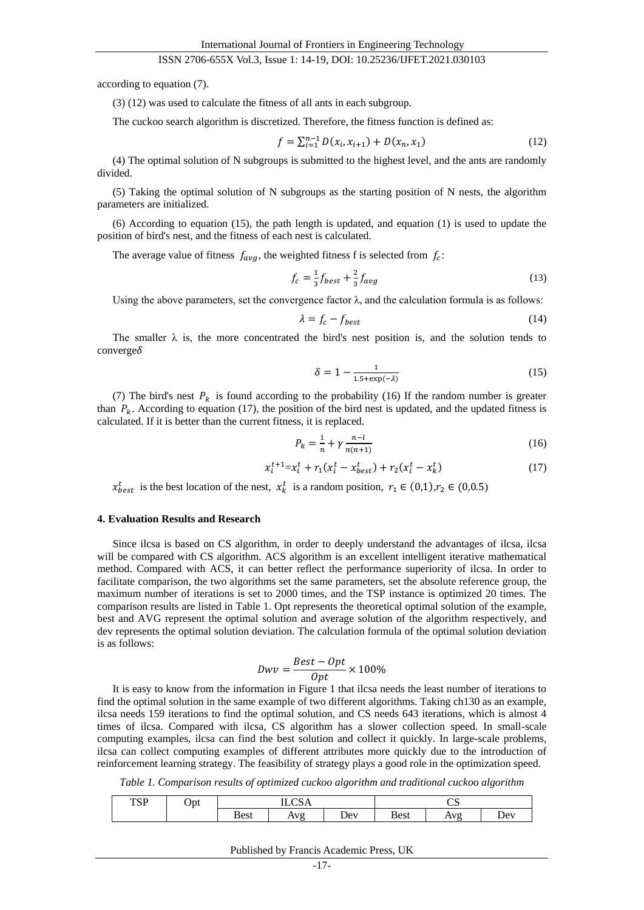according to equation (7).

(3) (12) was used to calculate the fitness of all ants in each subgroup.

The cuckoo search algorithm is discretized. Therefore, the fitness function is defined as:

$$f = \sum_{i=1}^{n-1} D(x_i, x_{i+1}) + D(x_n, x_1) \tag{12}$$

(4) The optimal solution of N subgroups is submitted to the highest level, and the ants are randomly divided.

(5) Taking the optimal solution of N subgroups as the starting position of N nests, the algorithm parameters are initialized.

(6) According to equation (15), the path length is updated, and equation (1) is used to update the position of bird's nest, and the fitness of each nest is calculated.

The average value of fitness $f_{avg}$, the weighted fitness f is selected from $f_c$:

$$f_c = \frac{1}{3} f_{best} + \frac{2}{3} f_{avg} \tag{13}$$

Using the above parameters, set the convergence factor λ, and the calculation formula is as follows:

$$\lambda = f_c - f_{best} \tag{14}$$

The smaller λ is, the more concentrated the bird's nest position is, and the solution tends to converge$\delta$

$$\delta = 1 - \frac{1}{1.5 + \exp(-\lambda)} \tag{15}$$

(7) The bird's nest $P_k$ is found according to the probability (16) If the random number is greater than $P_k$. According to equation (17), the position of the bird nest is updated, and the updated fitness is calculated. If it is better than the current fitness, it is replaced.

$$P_k = \frac{1}{n} + \gamma \frac{n-l}{n(n+1)} \tag{16}$$

$$x_i^{t+1} = x_i^t + r_1(x_i^t - x_{best}^t) + r_2(x_i^t - x_k^t) \tag{17}$$

$x_{best}^t$ is the best location of the nest, $x_k^t$ is a random position, $r_1 \in (0,1)$,$r_2 \in (0,0.5)$

#### 4. Evaluation Results and Research

Since ilcsa is based on CS algorithm, in order to deeply understand the advantages of ilcsa, ilcsa will be compared with CS algorithm. ACS algorithm is an excellent intelligent iterative mathematical method. Compared with ACS, it can better reflect the performance superiority of ilcsa. In order to facilitate comparison, the two algorithms set the same parameters, set the absolute reference group, the maximum number of iterations is set to 2000 times, and the TSP instance is optimized 20 times. The comparison results are listed in Table 1. Opt represents the theoretical optimal solution of the example, best and AVG represent the optimal solution and average solution of the algorithm respectively, and dev represents the optimal solution deviation. The calculation formula of the optimal solution deviation is as follows:

$$Dwv = \frac{Best - Opt}{Opt} \times 100\%$$

It is easy to know from the information in Figure 1 that ilcsa needs the least number of iterations to find the optimal solution in the same example of two different algorithms. Taking ch130 as an example, ilcsa needs 159 iterations to find the optimal solution, and CS needs 643 iterations, which is almost 4 times of ilcsa. Compared with ilcsa, CS algorithm has a slower collection speed. In small-scale computing examples, ilcsa can find the best solution and collect it quickly. In large-scale problems, ilcsa can collect computing examples of different attributes more quickly due to the introduction of reinforcement learning strategy. The feasibility of strategy plays a good role in the optimization speed.

*Table 1. Comparison results of optimized cuckoo algorithm and traditional cuckoo algorithm*

| TSP | Opt | ILCSA | | | CS | | |
|---|---|---|---|---|---|---|---|
| | | Best | Avg | Dev | Best | Avg | Dev |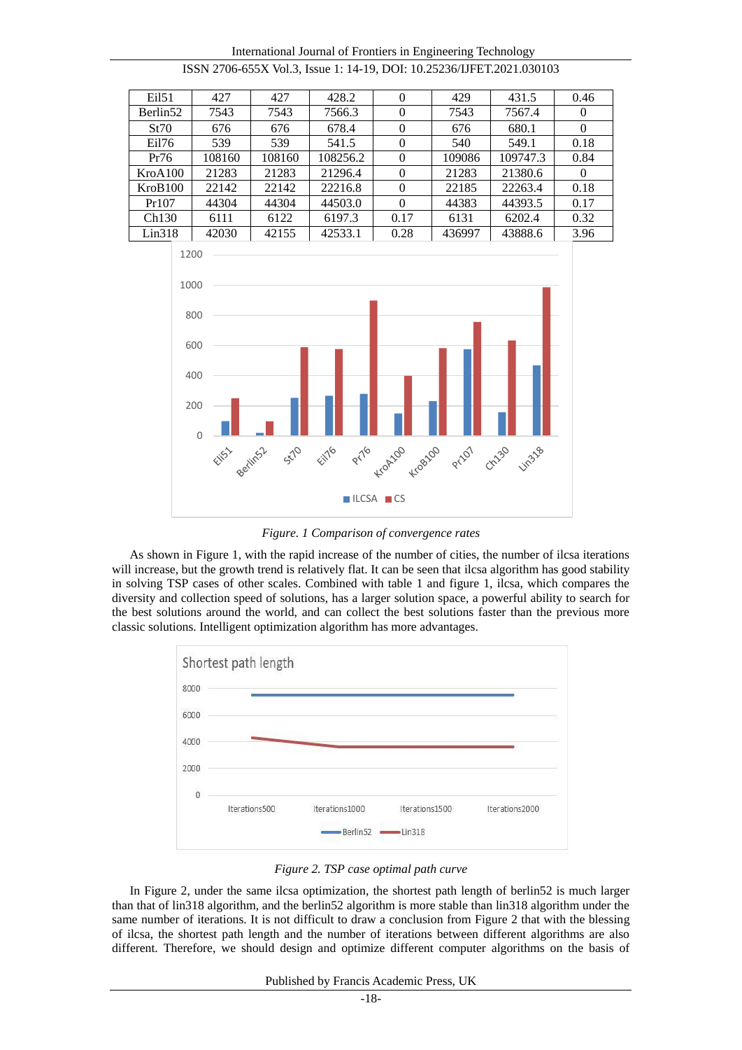| Eil51 | 427 | 427 | 428.2 | 0 | 429 | 431.5 | 0.46 |
|---|---|---|---|---|---|---|---|
| Berlin52 | 7543 | 7543 | 7566.3 | 0 | 7543 | 7567.4 | 0 |
| St70 | 676 | 676 | 678.4 | 0 | 676 | 680.1 | 0 |
| Eil76 | 539 | 539 | 541.5 | 0 | 540 | 549.1 | 0.18 |
| Pr76 | 108160 | 108160 | 108256.2 | 0 | 109086 | 109747.3 | 0.84 |
| KroA100 | 21283 | 21283 | 21296.4 | 0 | 21283 | 21380.6 | 0 |
| KroB100 | 22142 | 22142 | 22216.8 | 0 | 22185 | 22263.4 | 0.18 |
| Pr107 | 44304 | 44304 | 44503.0 | 0 | 44383 | 44393.5 | 0.17 |
| Ch130 | 6111 | 6122 | 6197.3 | 0.17 | 6131 | 6202.4 | 0.32 |
| Lin318 | 42030 | 42155 | 42533.1 | 0.28 | 436997 | 43888.6 | 3.96 |

*Figure. 1 Comparison of convergence rates*

As shown in Figure 1, with the rapid increase of the number of cities, the number of ilcsa iterations will increase, but the growth trend is relatively flat. It can be seen that ilcsa algorithm has good stability in solving TSP cases of other scales. Combined with table 1 and figure 1, ilcsa, which compares the diversity and collection speed of solutions, has a larger solution space, a powerful ability to search for the best solutions around the world, and can collect the best solutions faster than the previous more classic solutions. Intelligent optimization algorithm has more advantages.

*Figure 2. TSP case optimal path curve*

In Figure 2, under the same ilcsa optimization, the shortest path length of berlin52 is much larger than that of lin318 algorithm, and the berlin52 algorithm is more stable than lin318 algorithm under the same number of iterations. It is not difficult to draw a conclusion from Figure 2 that with the blessing of ilcsa, the shortest path length and the number of iterations between different algorithms are also different. Therefore, we should design and optimize different computer algorithms on the basis of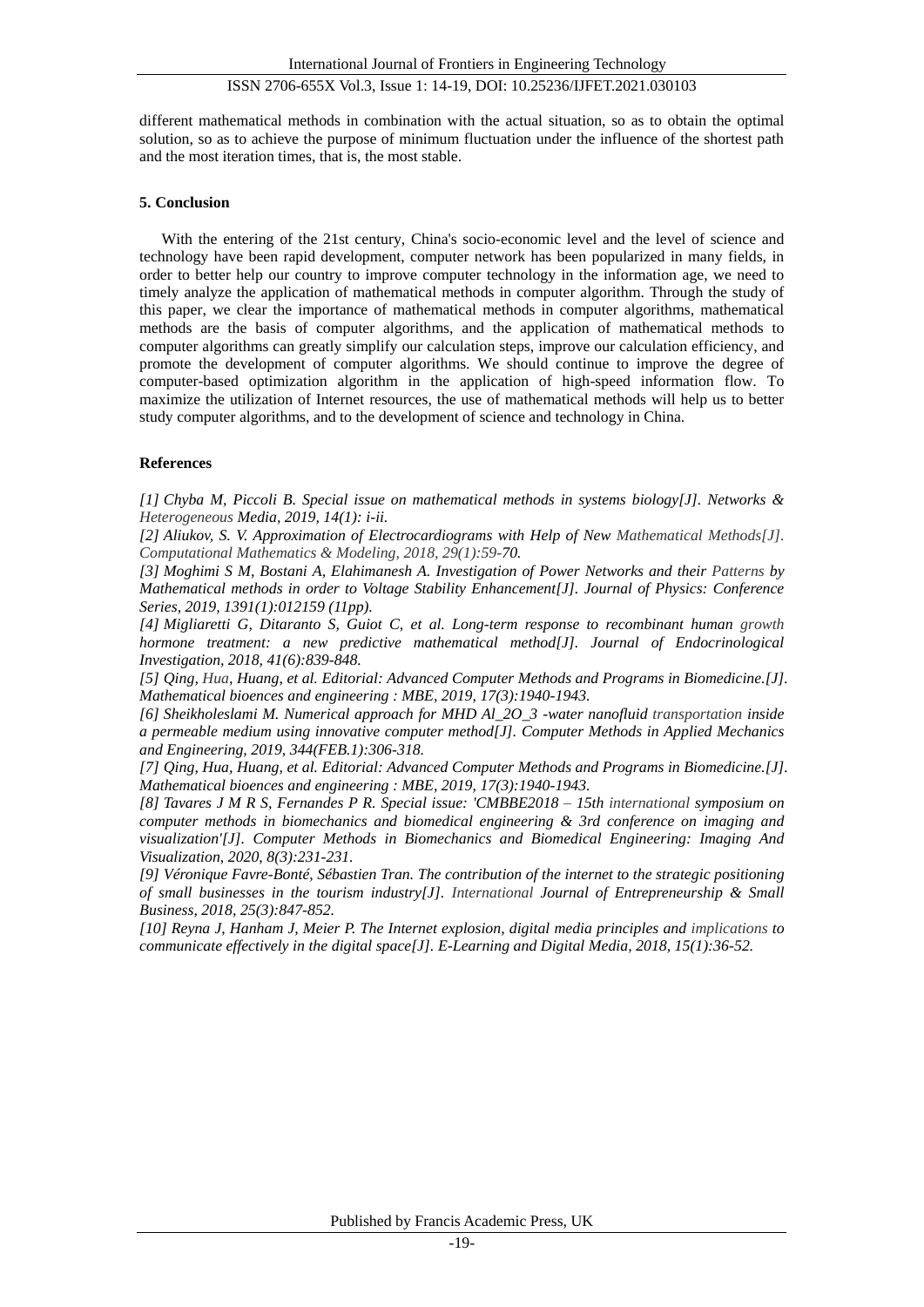different mathematical methods in combination with the actual situation, so as to obtain the optimal solution, so as to achieve the purpose of minimum fluctuation under the influence of the shortest path and the most iteration times, that is, the most stable.

## 5. Conclusion

With the entering of the 21st century, China's socio-economic level and the level of science and technology have been rapid development, computer network has been popularized in many fields, in order to better help our country to improve computer technology in the information age, we need to timely analyze the application of mathematical methods in computer algorithm. Through the study of this paper, we clear the importance of mathematical methods in computer algorithms, mathematical methods are the basis of computer algorithms, and the application of mathematical methods to computer algorithms can greatly simplify our calculation steps, improve our calculation efficiency, and promote the development of computer algorithms. We should continue to improve the degree of computer-based optimization algorithm in the application of high-speed information flow. To maximize the utilization of Internet resources, the use of mathematical methods will help us to better study computer algorithms, and to the development of science and technology in China.

## References

*[1] Chyba M, Piccoli B. Special issue on mathematical methods in systems biology[J]. Networks & Heterogeneous Media, 2019, 14(1): i-ii.*

*[2] Aliukov, S. V. Approximation of Electrocardiograms with Help of New Mathematical Methods[J]. Computational Mathematics & Modeling, 2018, 29(1):59-70.*

*[3] Moghimi S M, Bostani A, Elahimanesh A. Investigation of Power Networks and their Patterns by Mathematical methods in order to Voltage Stability Enhancement[J]. Journal of Physics: Conference Series, 2019, 1391(1):012159 (11pp).*

*[4] Migliaretti G, Ditaranto S, Guiot C, et al. Long-term response to recombinant human growth hormone treatment: a new predictive mathematical method[J]. Journal of Endocrinological Investigation, 2018, 41(6):839-848.*

*[5] Qing, Hua, Huang, et al. Editorial: Advanced Computer Methods and Programs in Biomedicine.[J]. Mathematical bioences and engineering : MBE, 2019, 17(3):1940-1943.*

*[6] Sheikholeslami M. Numerical approach for MHD Al_2O_3 -water nanofluid transportation inside a permeable medium using innovative computer method[J]. Computer Methods in Applied Mechanics and Engineering, 2019, 344(FEB.1):306-318.*

*[7] Qing, Hua, Huang, et al. Editorial: Advanced Computer Methods and Programs in Biomedicine.[J]. Mathematical bioences and engineering : MBE, 2019, 17(3):1940-1943.*

*[8] Tavares J M R S, Fernandes P R. Special issue: 'CMBBE2018 – 15th international symposium on computer methods in biomechanics and biomedical engineering & 3rd conference on imaging and visualization'[J]. Computer Methods in Biomechanics and Biomedical Engineering: Imaging And Visualization, 2020, 8(3):231-231.*

*[9] Véronique Favre-Bonté, Sébastien Tran. The contribution of the internet to the strategic positioning of small businesses in the tourism industry[J]. International Journal of Entrepreneurship & Small Business, 2018, 25(3):847-852.*

*[10] Reyna J, Hanham J, Meier P. The Internet explosion, digital media principles and implications to communicate effectively in the digital space[J]. E-Learning and Digital Media, 2018, 15(1):36-52.*